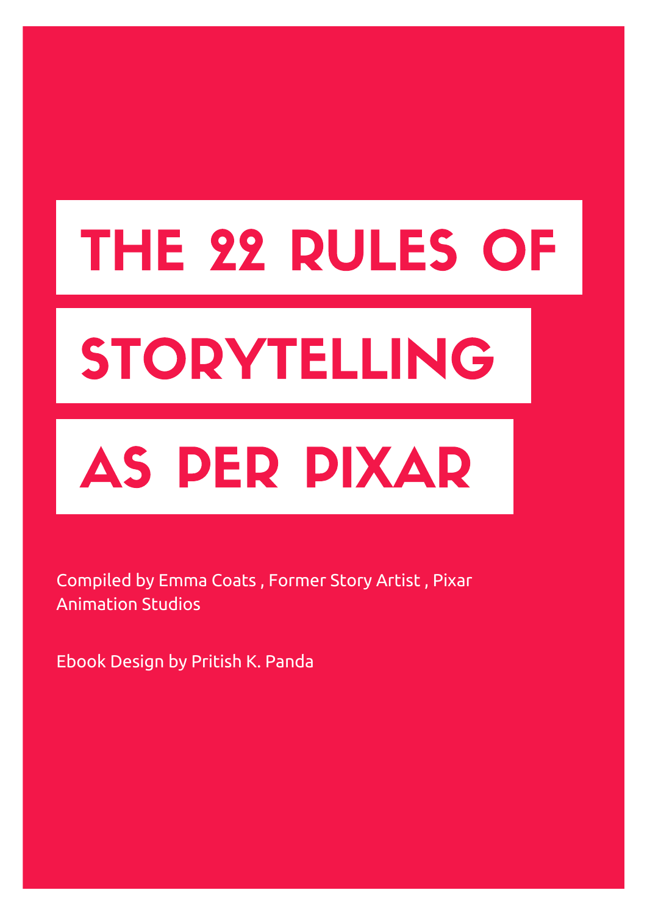# THE 22 RULES OF STORYTELLING AS PER PIXAR

Compiled by Emma Coats , Former Story Artist , Pixar Animation Studios

Ebook Design by Pritish K. Panda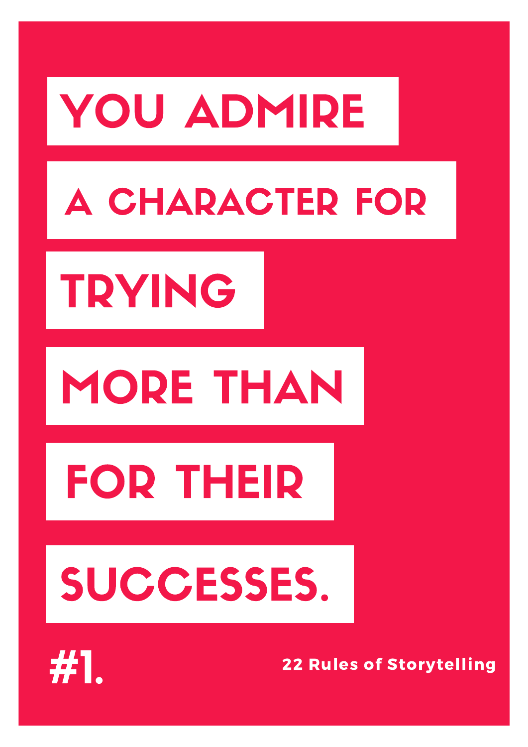# YOU ADMIRE A CHARACTER FOR TRYING MORE THAN FOR THEIR SUCCESSES.

#1.

**22 Rules of Storytelling**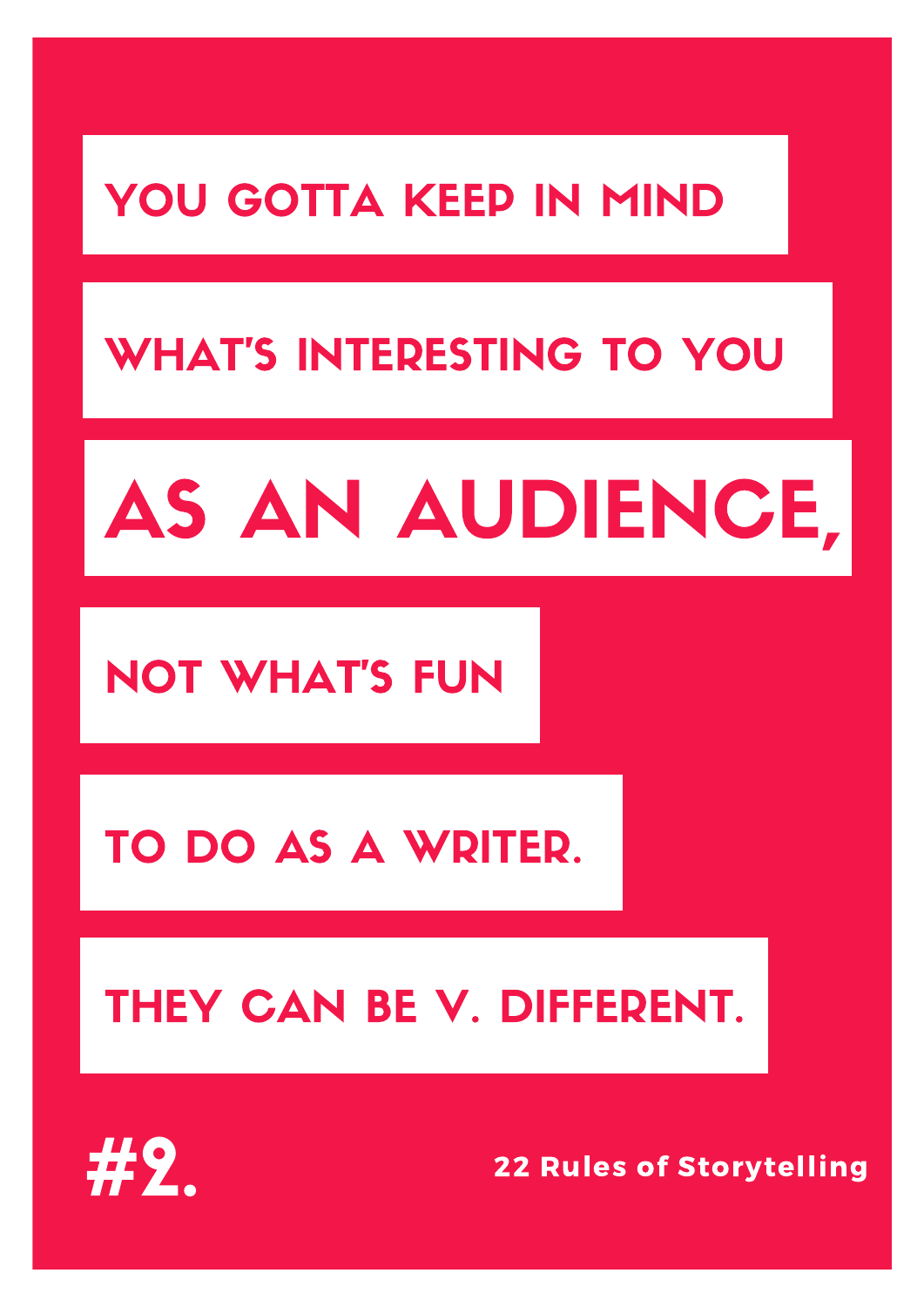YOU GOTTA KEEP IN MIND

WHAT'S INTERESTING TO YOU

# AS AN AUDIENCE,

NOT WHAT'S FUN

TO DO AS A WRITER.

THEY CAN BE V. DIFFERENT.

**#2.**

**22 Rules of Storytelling**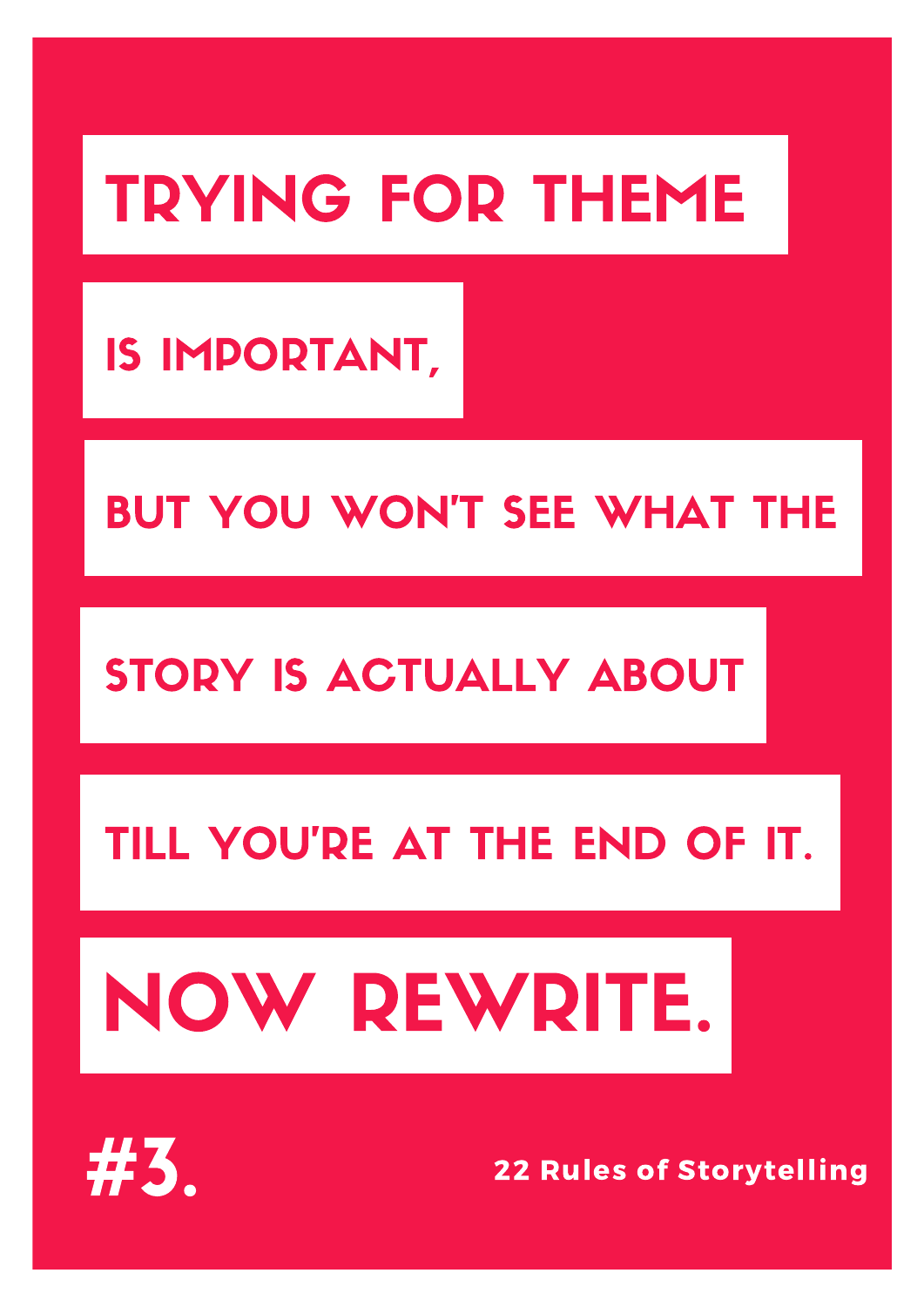TRYING FOR THEME

IS IMPORTANT,

BUT YOU WON'T SEE WHAT THE

STORY IS ACTUALLY ABOUT

TILL YOU'RE AT THE END OF IT.

# NOW REWRITE.

#3.

22 Rules of Storytelling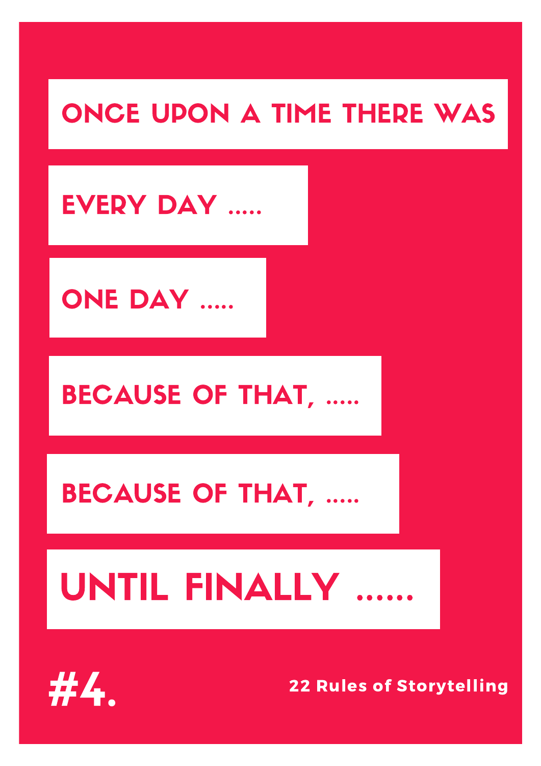ONCE UPON A TIME THERE WAS

EVERY DAY .....

ONE DAY .....

BECAUSE OF THAT, .....

BECAUSE OF THAT, .....

UNTIL FINALLY ......

# #4.

22 Rules of Storytelling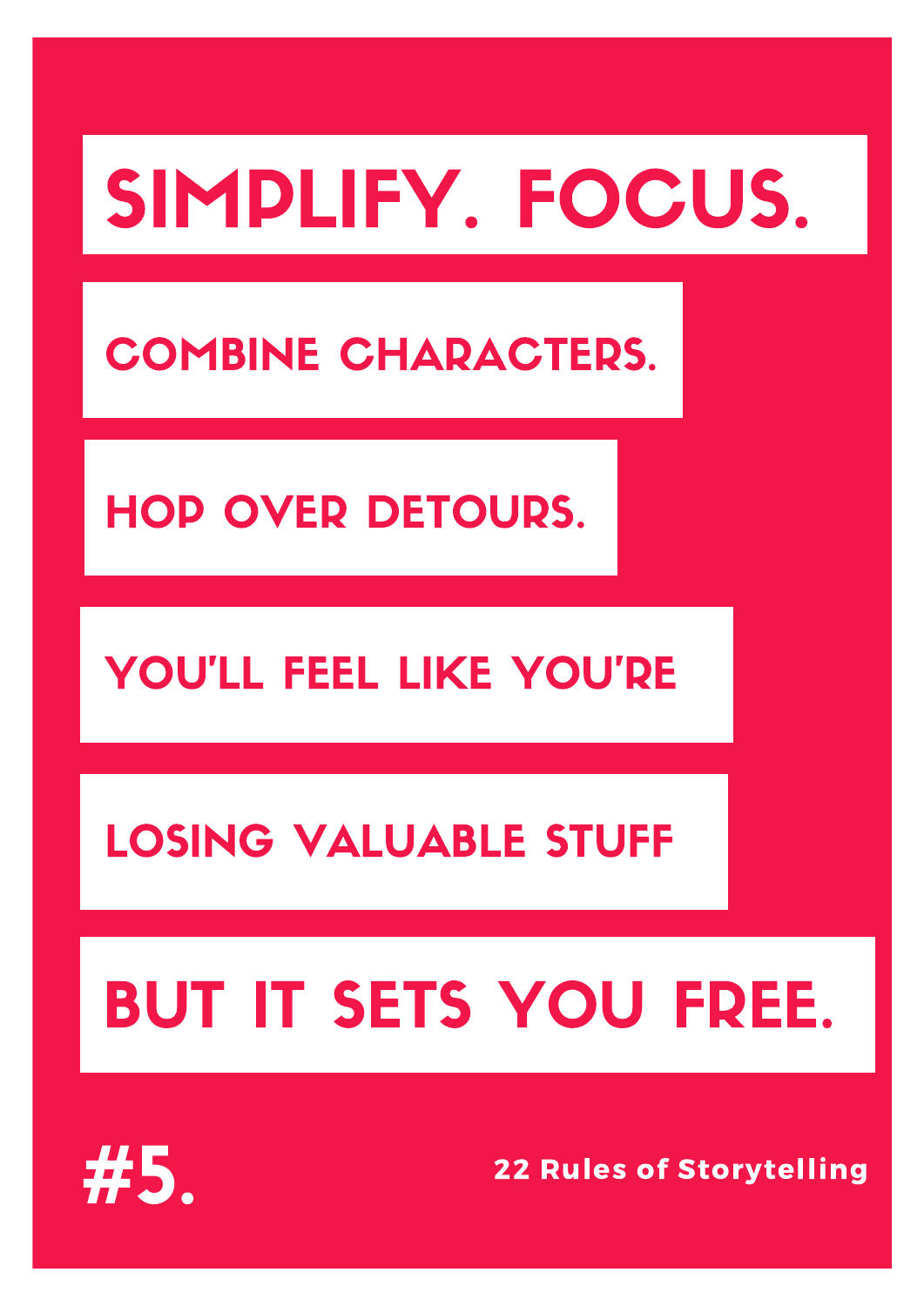# SIMPLIFY. FOCUS.

COMBINE CHARACTERS.

HOP OVER DETOURS.

YOU'LL FEEL LIKE YOU'RE

LOSING VALUABLE STUFF

## BUT IT SETS YOU FREE.

**#5.**

**22 Rules of Storytelling**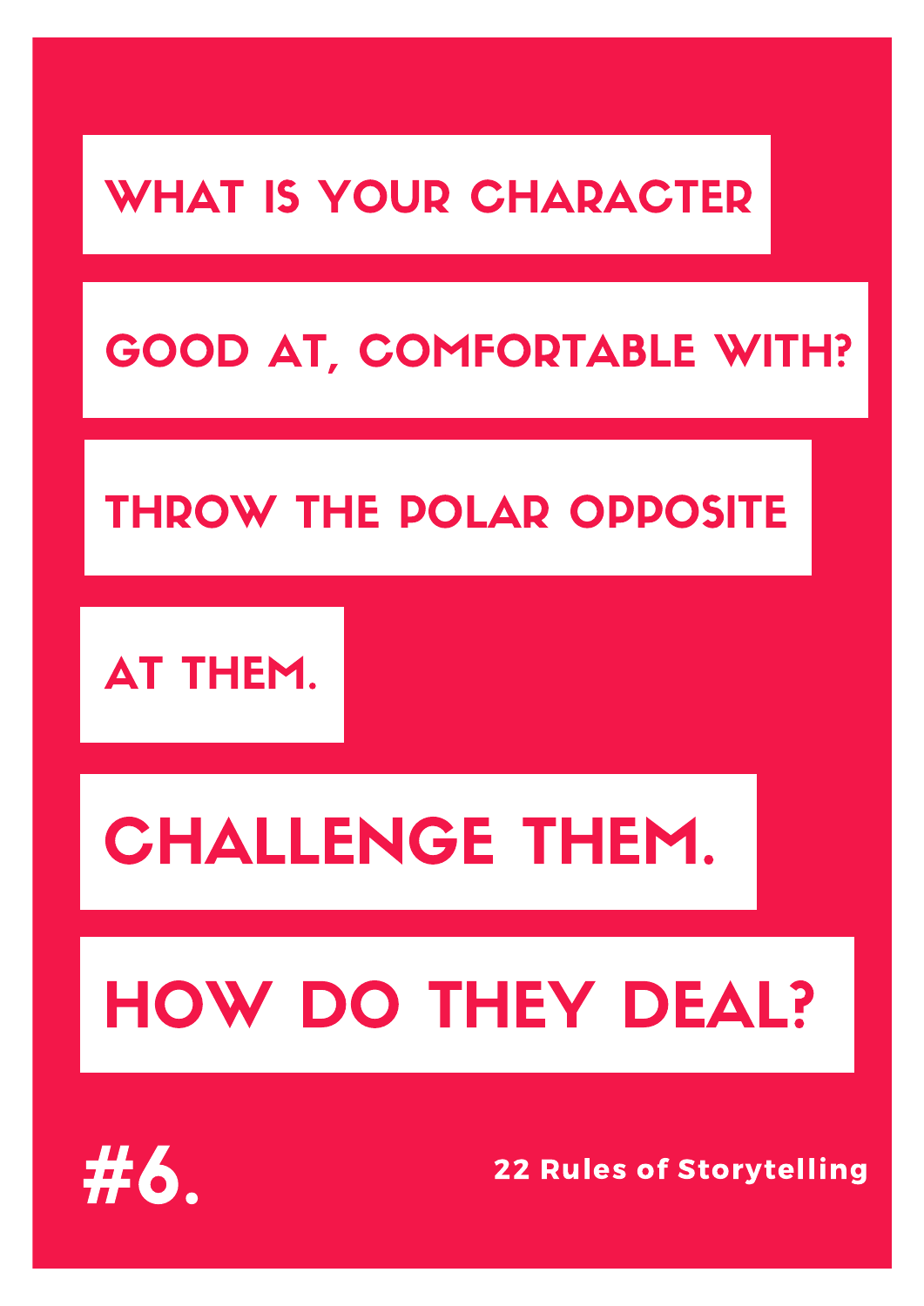WHAT IS YOUR CHARACTER GOOD AT, COMFORTABLE WITH? THROW THE POLAR OPPOSITE AT THEM.

## CHALLENGE THEM.

## HOW DO THEY DEAL?

# #6.

**22 Rules of Storytelling**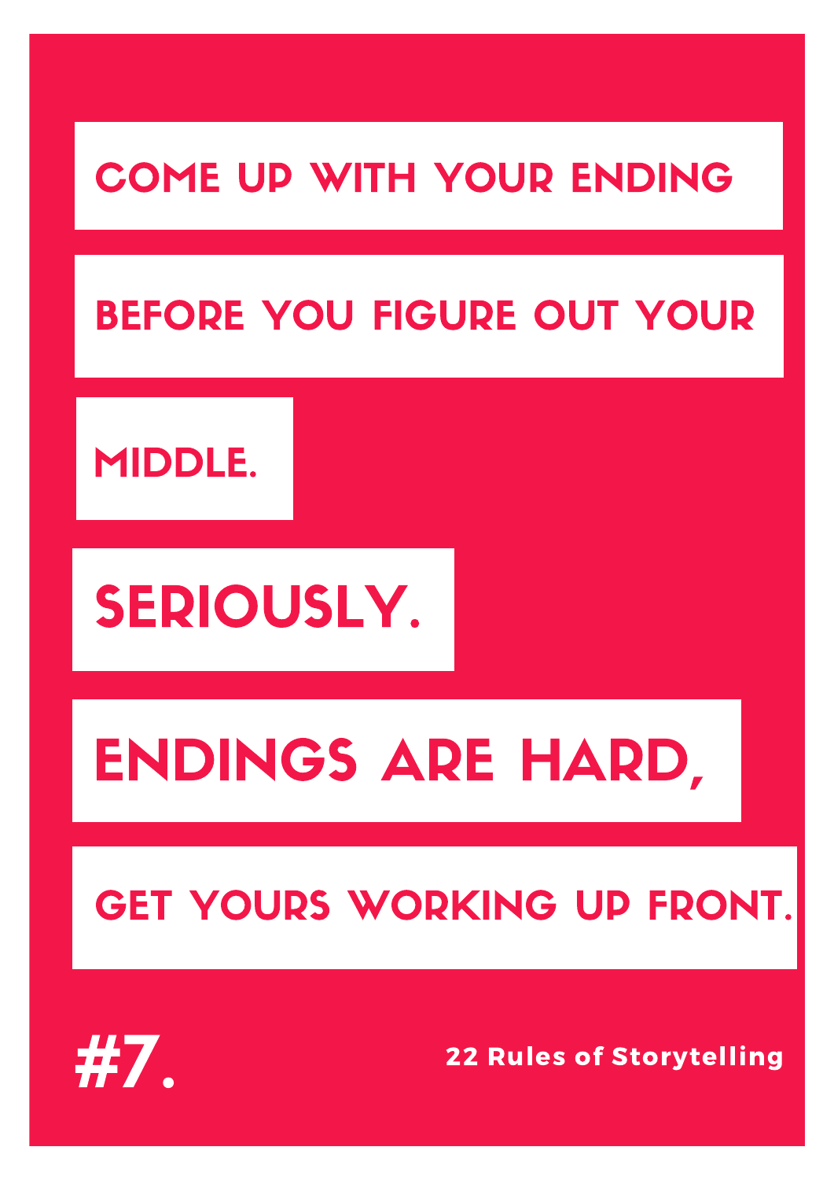COME UP WITH YOUR ENDING BEFORE YOU FIGURE OUT YOUR MIDDLE.

SERIOUSLY.

ENDINGS ARE HARD, GET YOURS WORKING UP FRONT.

# #7.

**22 Rules of Storytelling**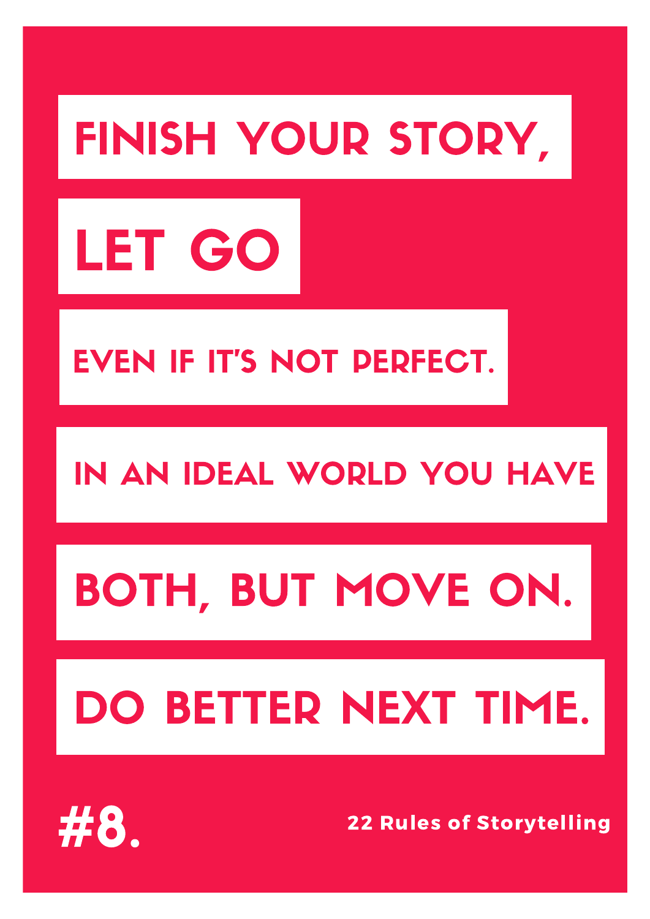FINISH YOUR STORY, LET GO EVEN IF IT'S NOT PERFECT. IN AN IDEAL WORLD YOU HAVE BOTH, BUT MOVE ON. DO BETTER NEXT TIME.

#8.

22 Rules of Storytelling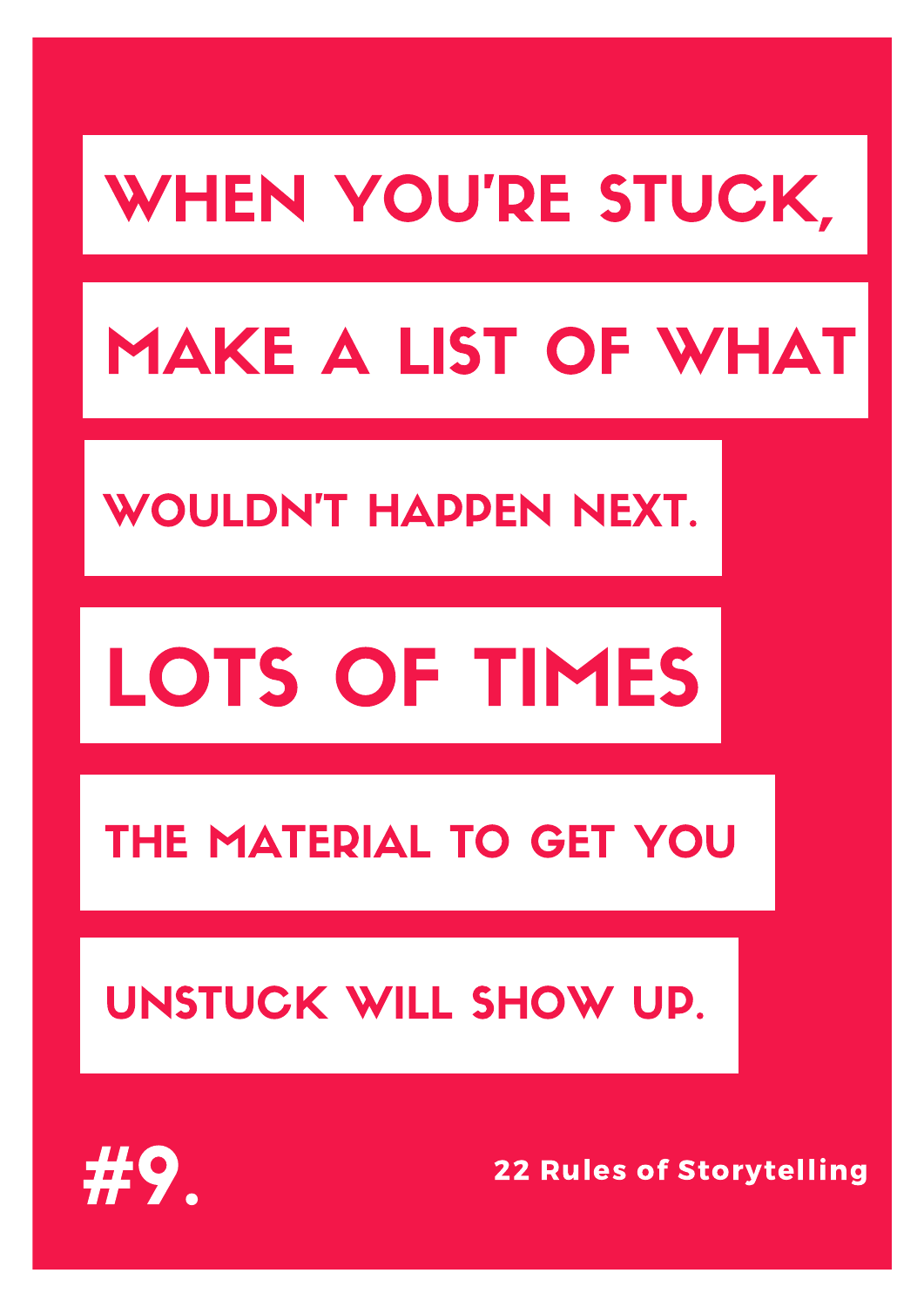WHEN YOU'RE STUCK, MAKE A LIST OF WHAT WOULDN'T HAPPEN NEXT. LOTS OF TIMES THE MATERIAL TO GET YOU UNSTUCK WILL SHOW UP.

#9.

22 Rules of Storytelling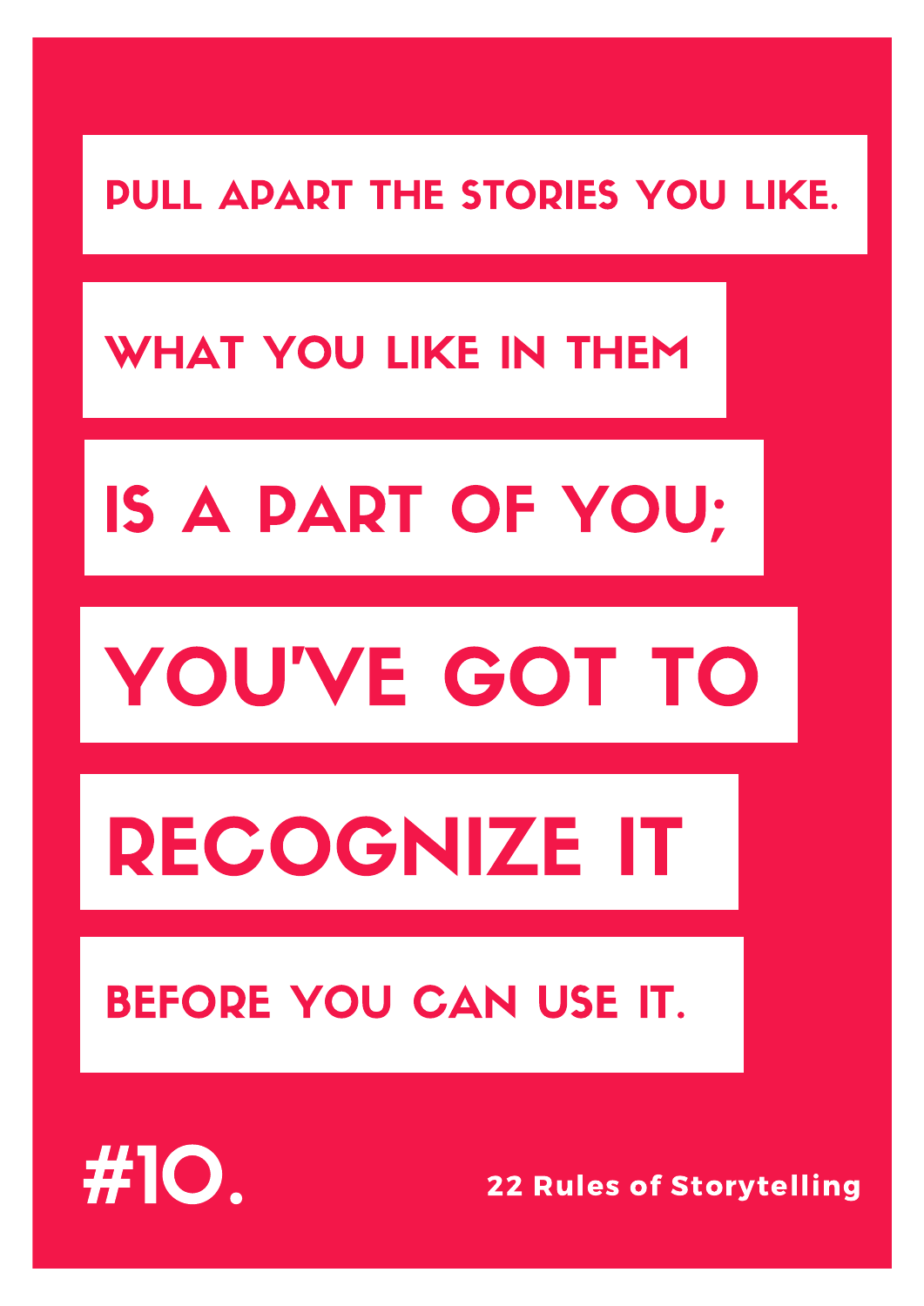PULL APART THE STORIES YOU LIKE.

WHAT YOU LIKE IN THEM

IS A PART OF YOU;

YOU'VE GOT TO

RECOGNIZE IT

BEFORE YOU CAN USE IT.

# #10.

22 Rules of Storytelling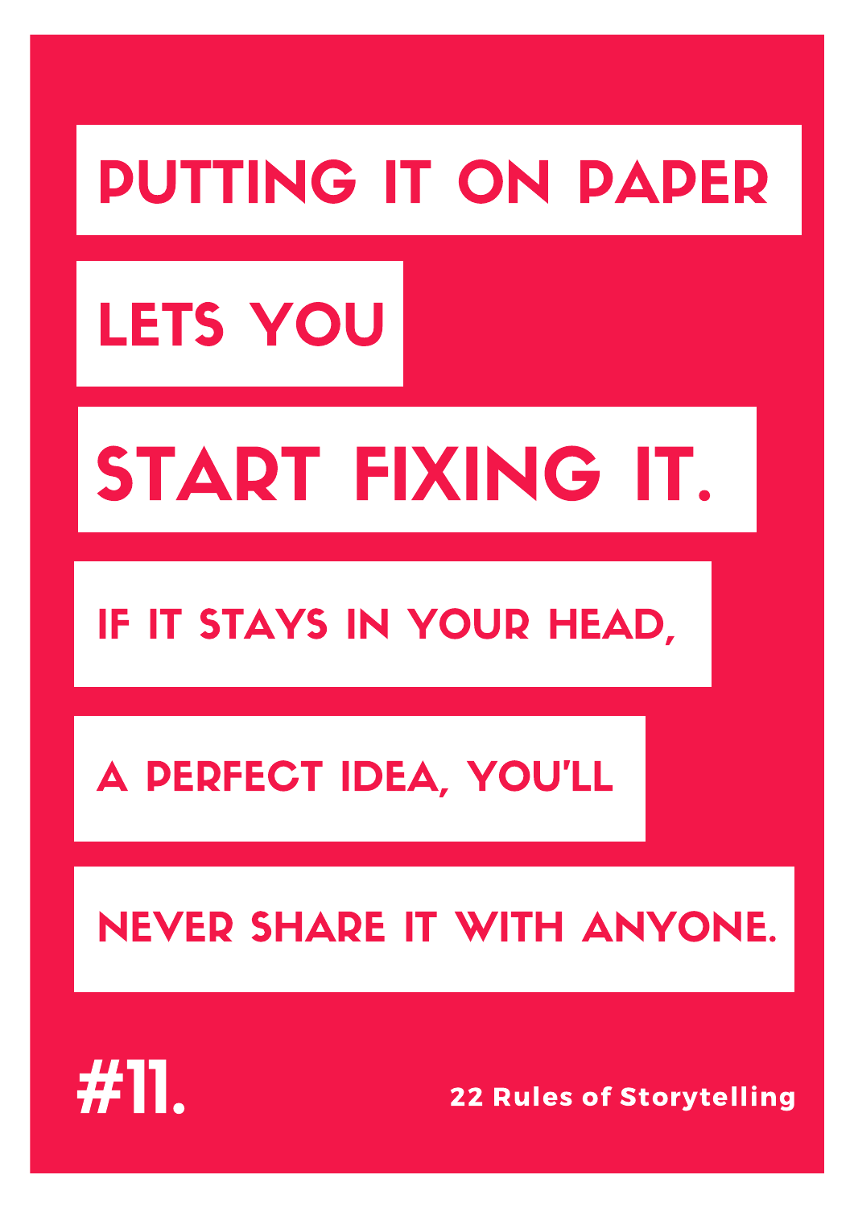PUTTING IT ON PAPER

LETS YOU

START FIXING IT.

IF IT STAYS IN YOUR HEAD,

A PERFECT IDEA, YOU'LL

NEVER SHARE IT WITH ANYONE.

**#11.**

**22 Rules of Storytelling**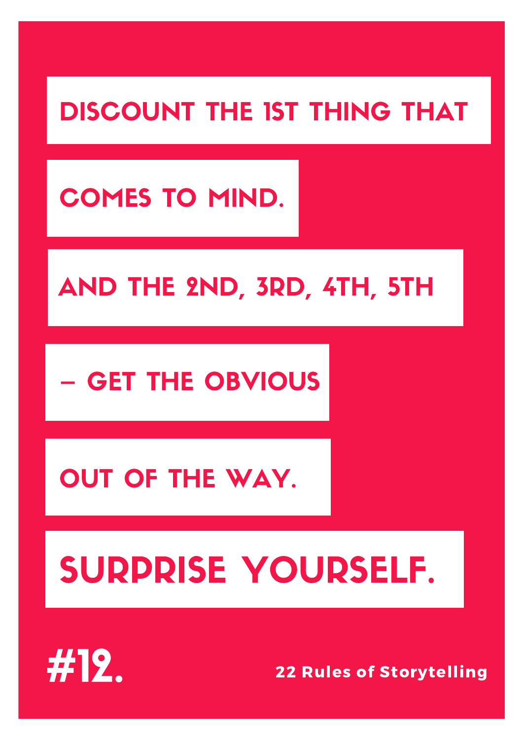DISCOUNT THE 1ST THING THAT COMES TO MIND. AND THE 2ND, 3RD, 4TH, 5TH – GET THE OBVIOUS OUT OF THE WAY.

**SURPRISE YOURSELF.**

**#12.**

22 Rules of Storytelling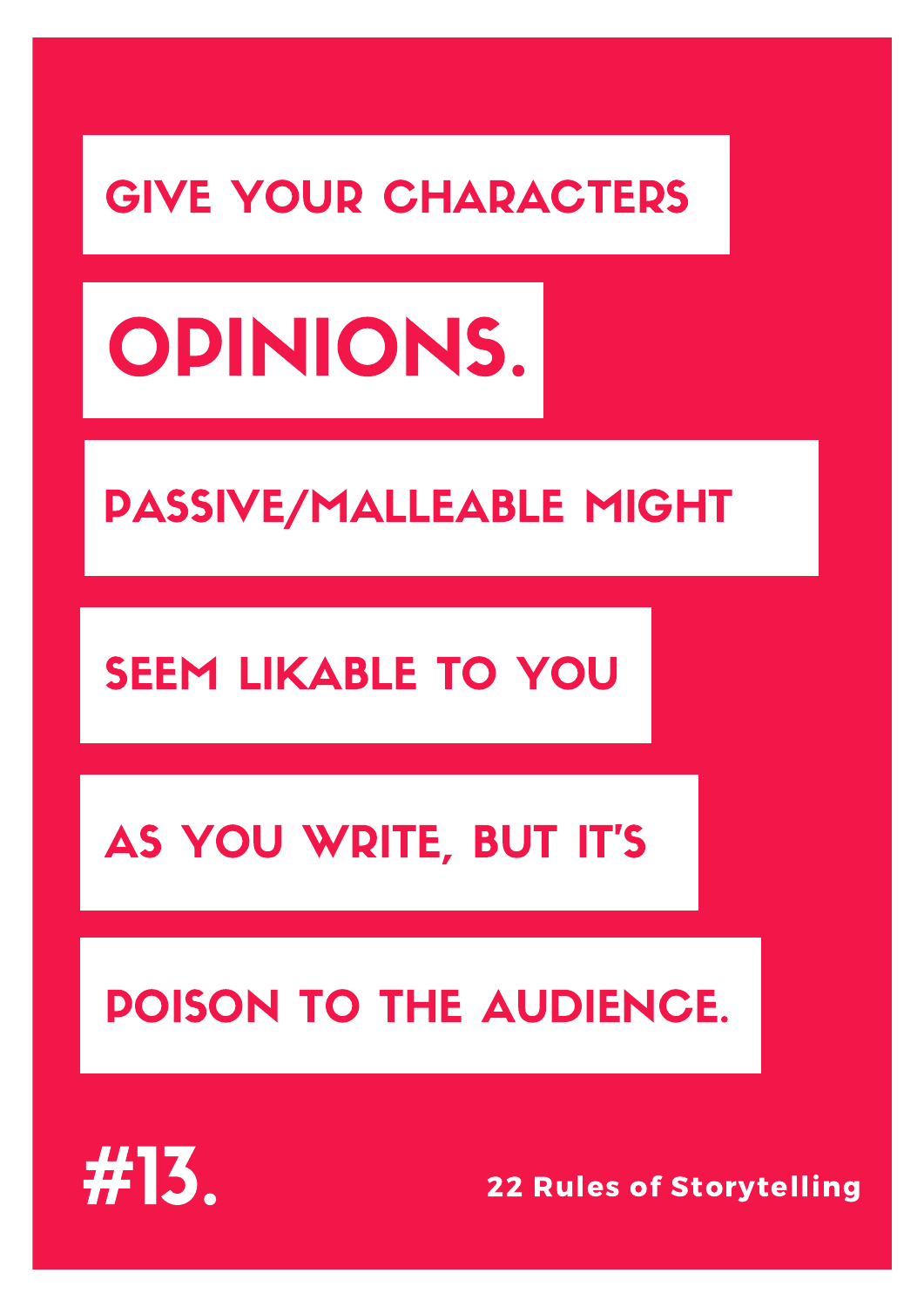GIVE YOUR CHARACTERS

# OPINIONS.

PASSIVE/MALLEABLE MIGHT

SEEM LIKABLE TO YOU

AS YOU WRITE, BUT IT'S

POISON TO THE AUDIENCE.

**#13.**

**22 Rules of Storytelling**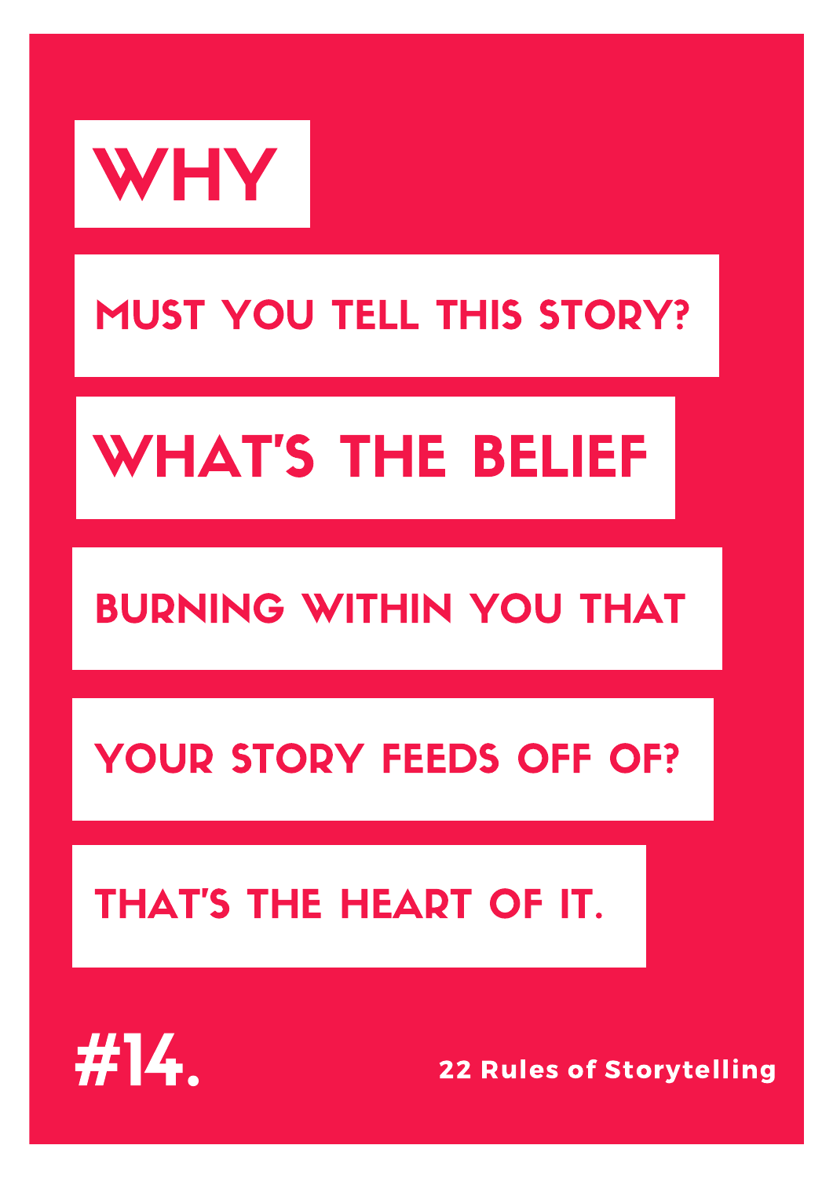# WHY

MUST YOU TELL THIS STORY?

WHAT'S THE BELIEF

BURNING WITHIN YOU THAT

YOUR STORY FEEDS OFF OF?

THAT'S THE HEART OF IT.

#14.

22 Rules of Storytelling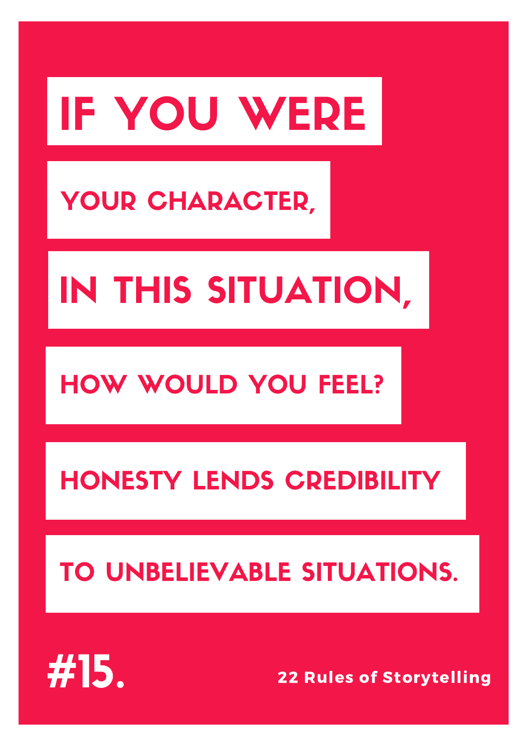# IF YOU WERE

## YOUR CHARACTER,

## IN THIS SITUATION,

## HOW WOULD YOU FEEL?

## HONESTY LENDS CREDIBILITY

## TO UNBELIEVABLE SITUATIONS.

**#15.**

**22 Rules of Storytelling**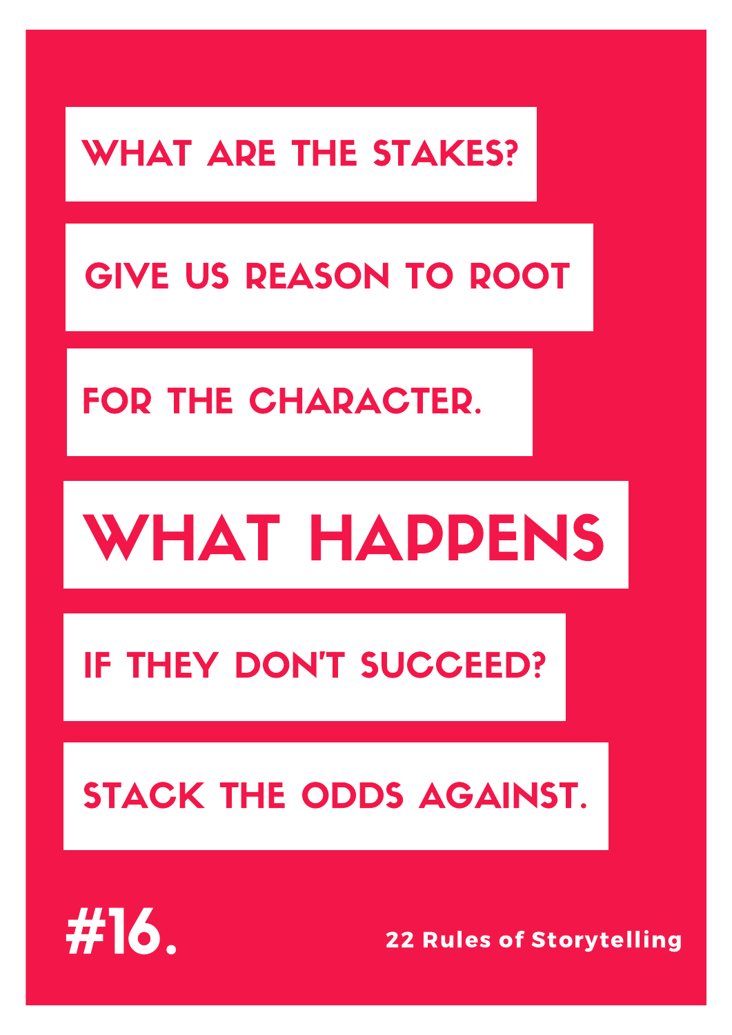WHAT ARE THE STAKES?

GIVE US REASON TO ROOT

FOR THE CHARACTER.

# WHAT HAPPENS

IF THEY DON'T SUCCEED?

STACK THE ODDS AGAINST.

**#16.**

22 Rules of Storytelling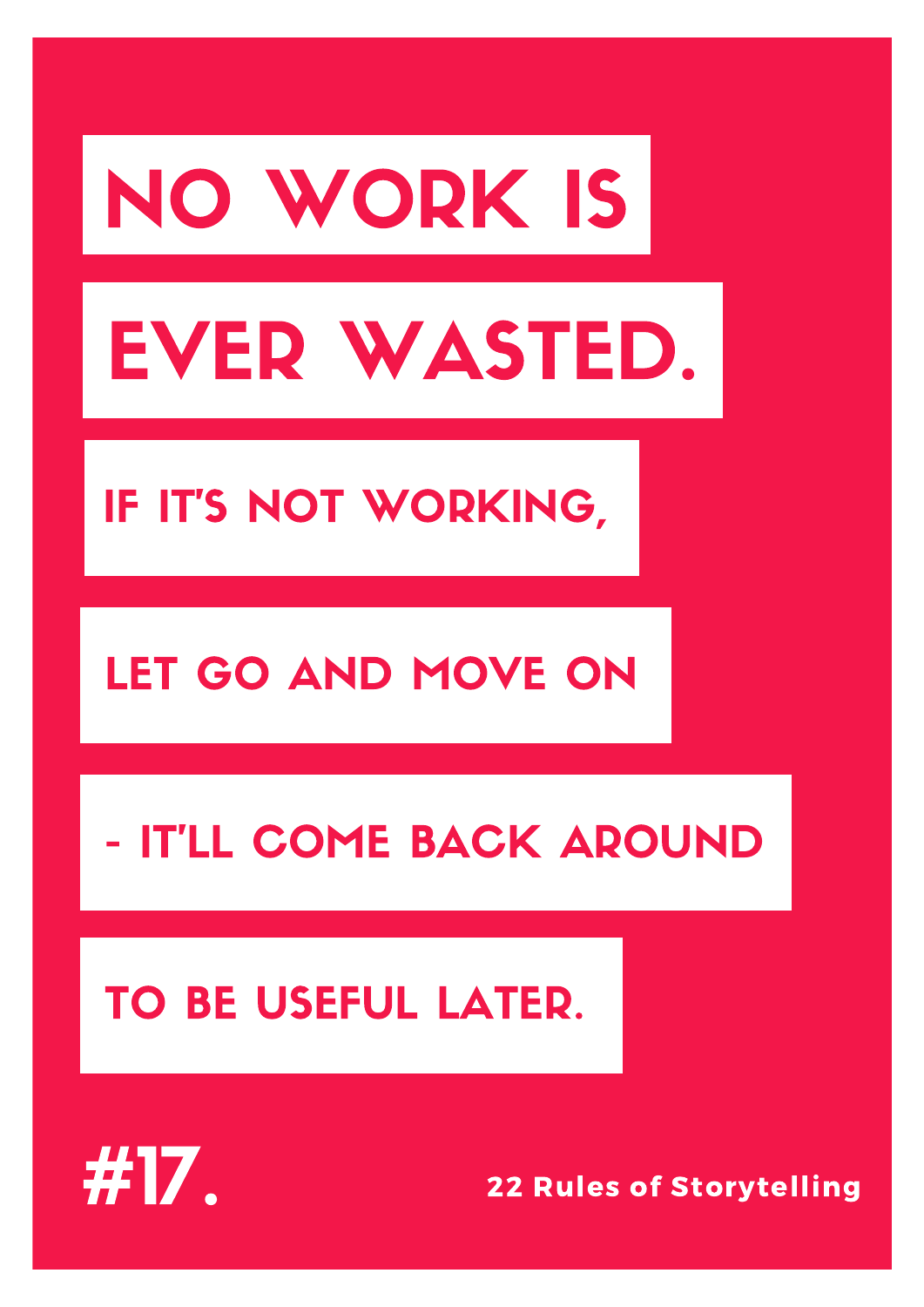# NO WORK IS EVER WASTED.

IF IT'S NOT WORKING, LET GO AND MOVE ON - IT'LL COME BACK AROUND TO BE USEFUL LATER.

#17.

22 Rules of Storytelling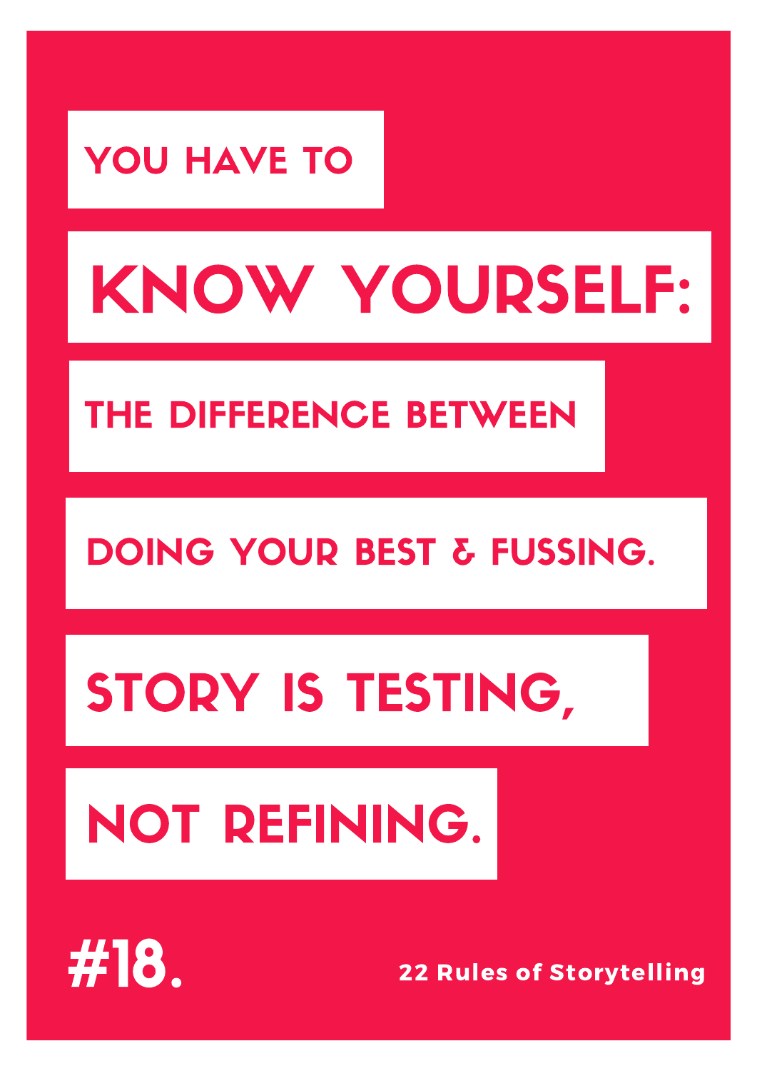YOU HAVE TO

# KNOW YOURSELF:

THE DIFFERENCE BETWEEN

DOING YOUR BEST & FUSSING.

## STORY IS TESTING,

## NOT REFINING.

**#18.**

**22 Rules of Storytelling**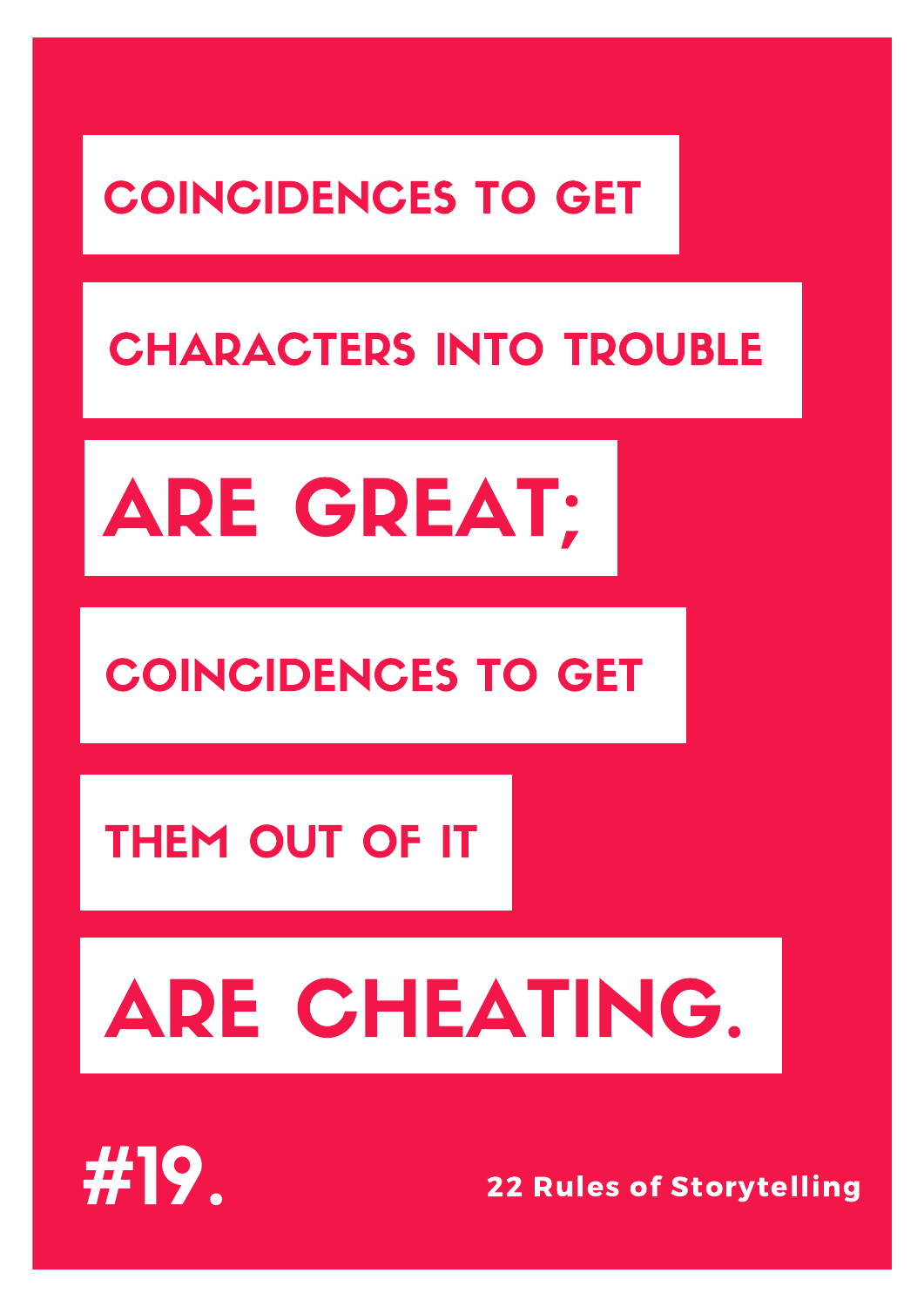# COINCIDENCES TO GET CHARACTERS INTO TROUBLE ARE GREAT; COINCIDENCES TO GET THEM OUT OF IT ARE CHEATING.

#19.

22 Rules of Storytelling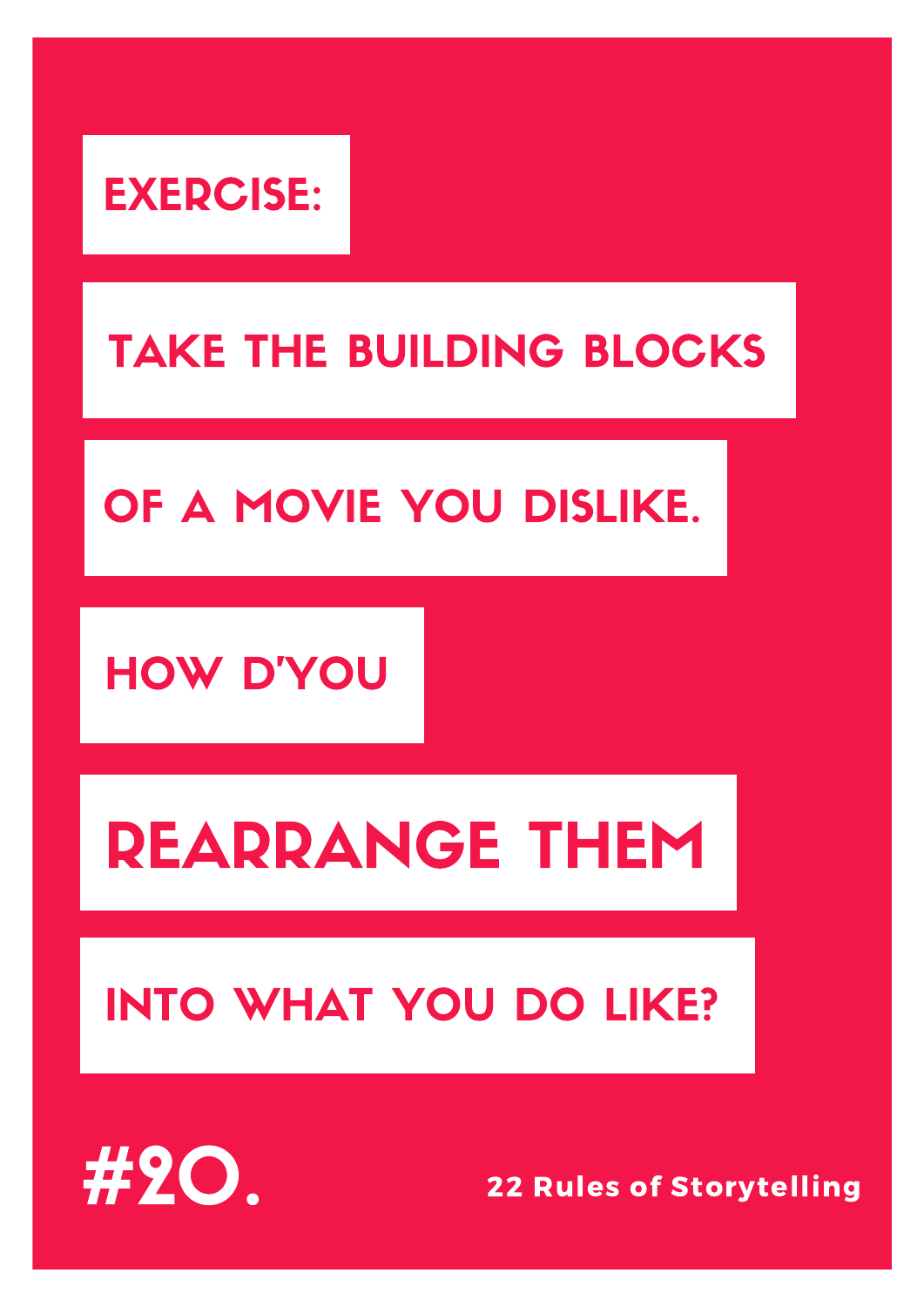EXERCISE:

TAKE THE BUILDING BLOCKS OF A MOVIE YOU DISLIKE. HOW D'YOU **REARRANGE THEM** INTO WHAT YOU DO LIKE?

# #20.

22 Rules of Storytelling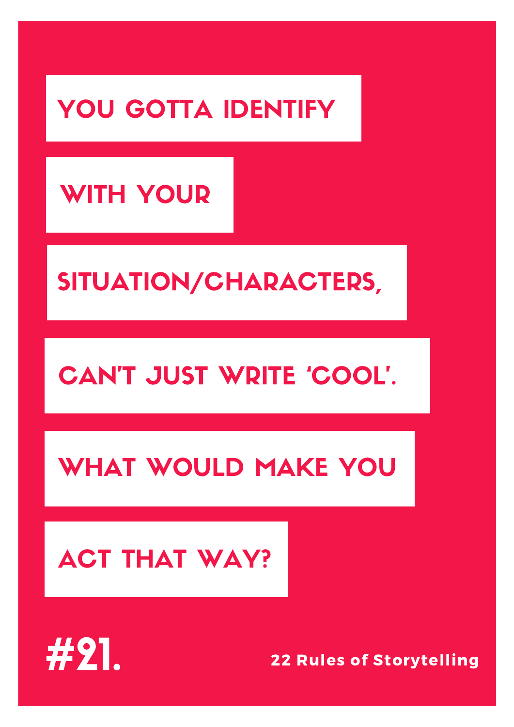YOU GOTTA IDENTIFY WITH YOUR SITUATION/CHARACTERS, CAN'T JUST WRITE 'COOL'. WHAT WOULD MAKE YOU ACT THAT WAY?

# #21.

22 Rules of Storytelling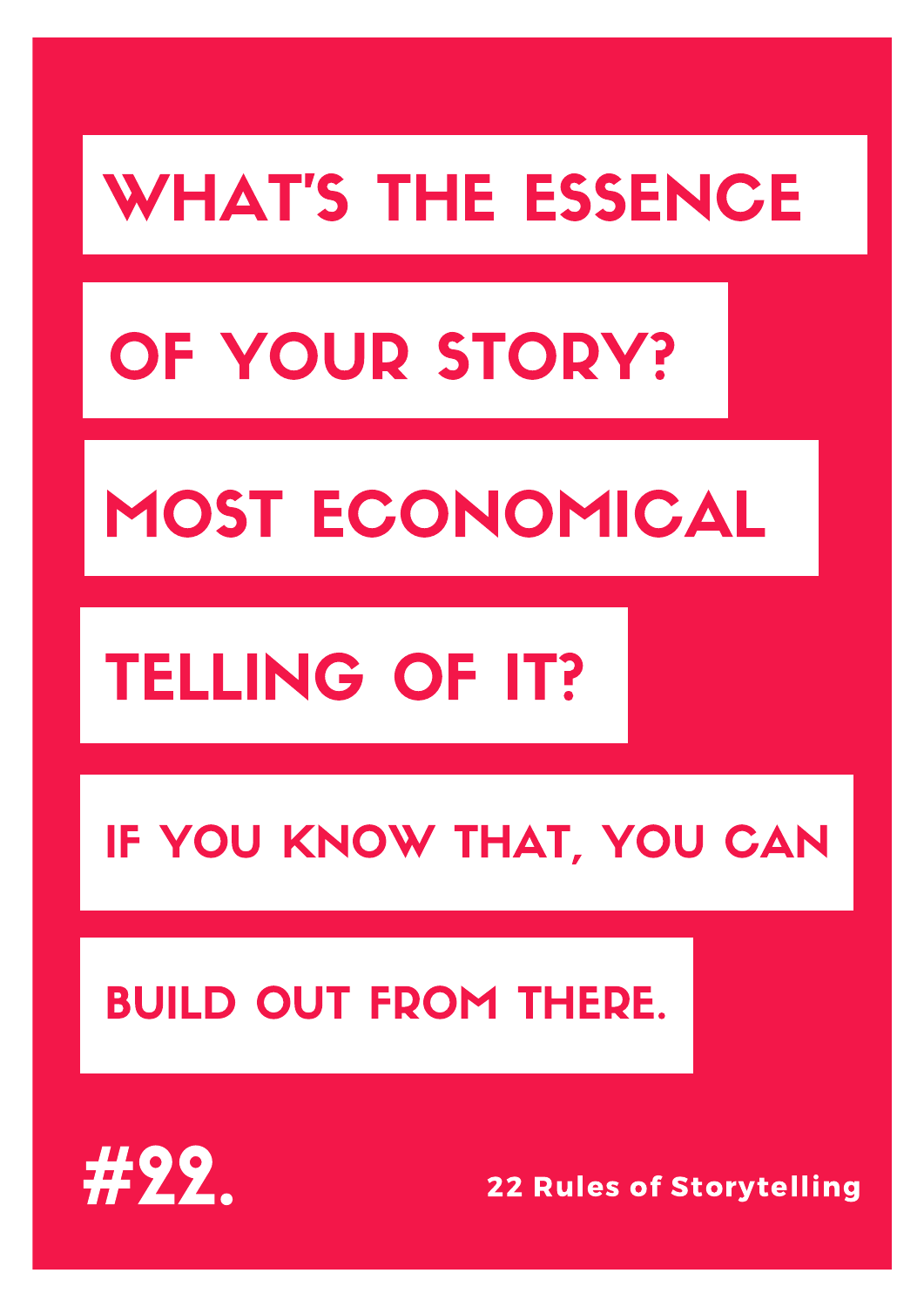# WHAT'S THE ESSENCE OF YOUR STORY? MOST ECONOMICAL TELLING OF IT?

IF YOU KNOW THAT, YOU CAN BUILD OUT FROM THERE.

#22.

22 Rules of Storytelling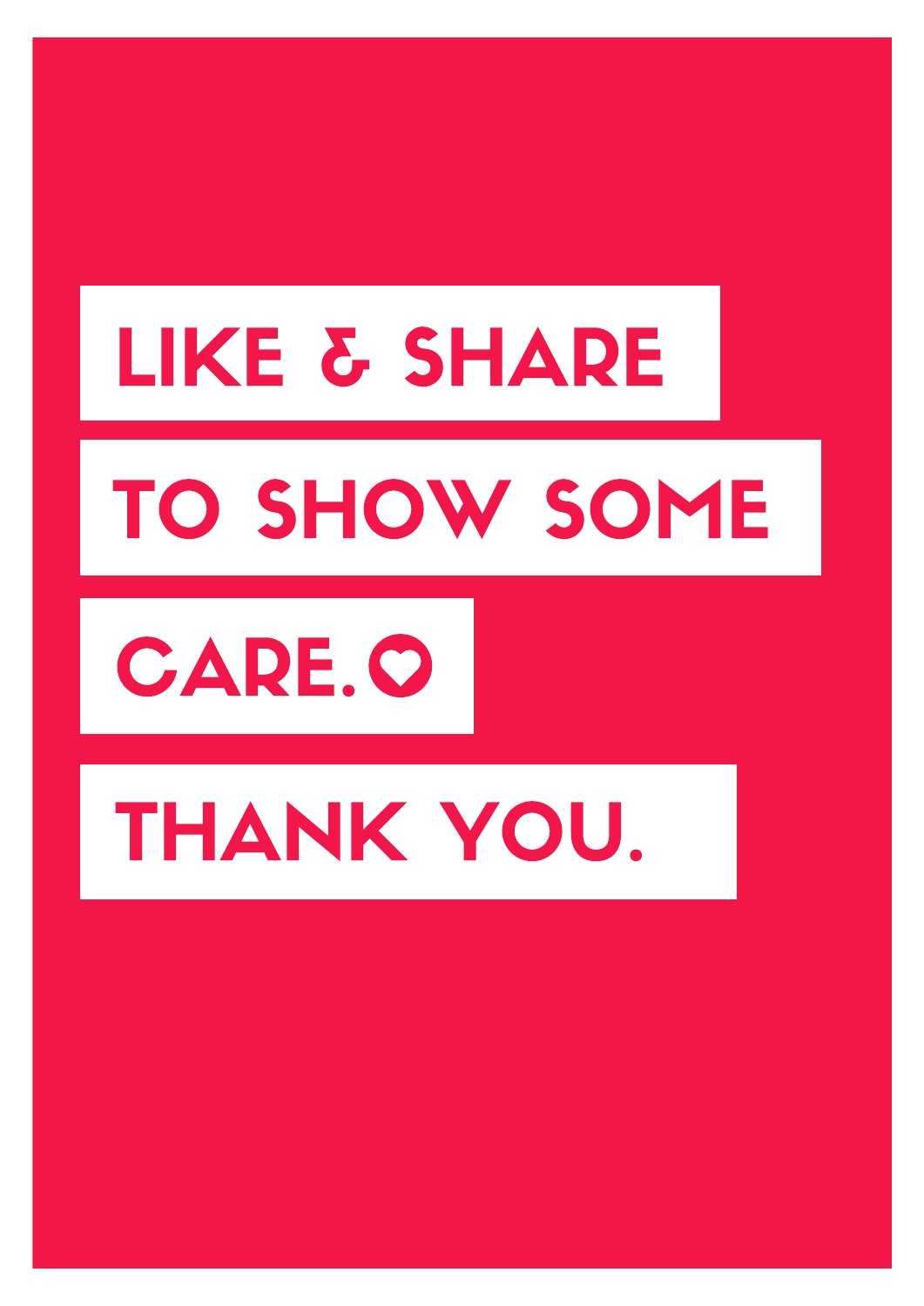LIKE & SHARE

TO SHOW SOME

CARE.

THANK YOU.